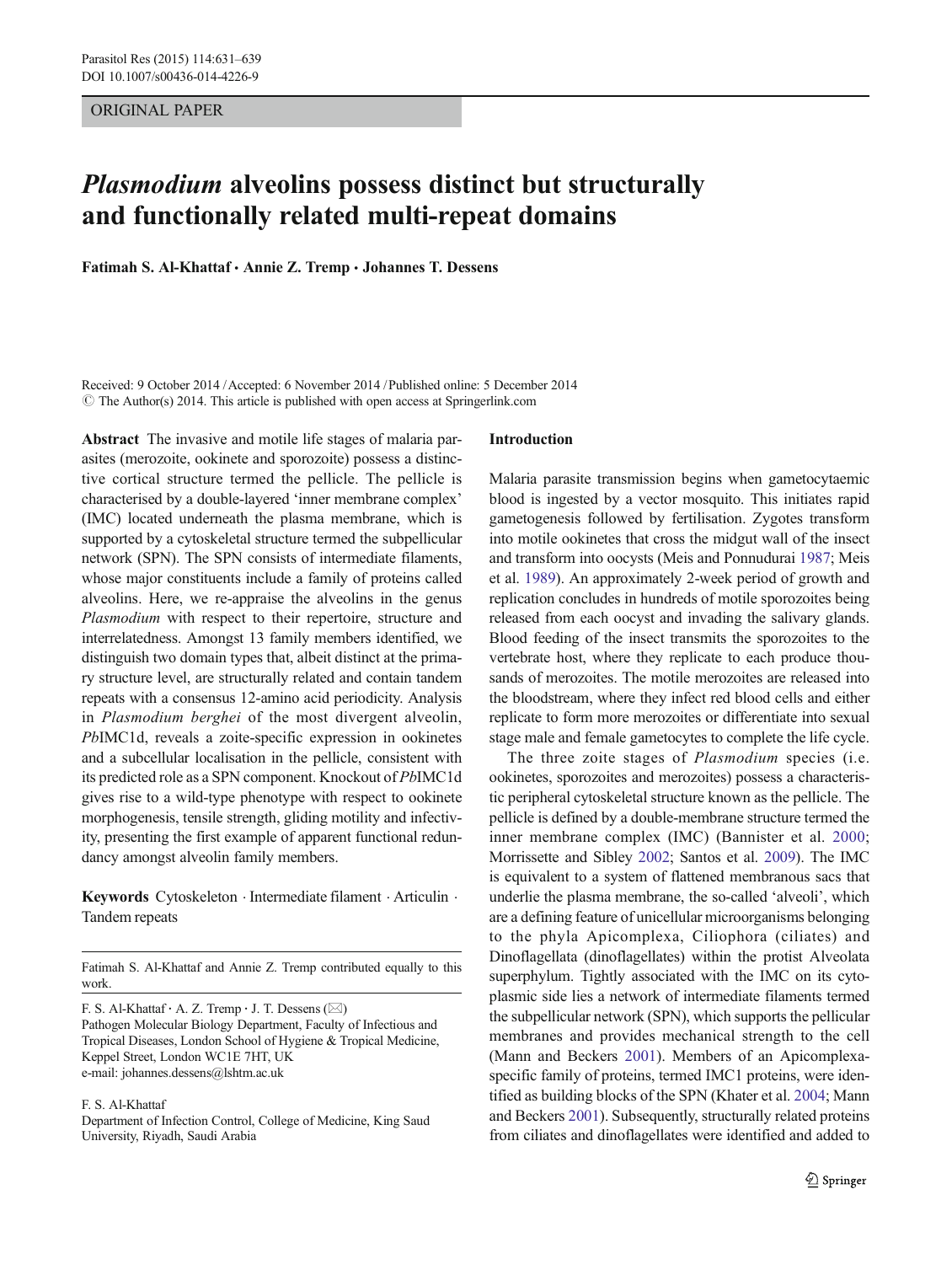ORIGINAL PAPER

# *Plasmodium* alveolins possess distinct but structurally and functionally related multi-repeat domains

**Fatimah S. Al-Khattaf · Annie Z. Tremp · Johannes T. Dessens**

Received: 9 October 2014 / Accepted: 6 November 2014 / Published online: 5 December 2014
© The Author(s) 2014. This article is published with open access at Springerlink.com

**Abstract** The invasive and motile life stages of malaria parasites (merozoite, ookinete and sporozoite) possess a distinctive cortical structure termed the pellicle. The pellicle is characterised by a double-layered 'inner membrane complex' (IMC) located underneath the plasma membrane, which is supported by a cytoskeletal structure termed the subpellicular network (SPN). The SPN consists of intermediate filaments, whose major constituents include a family of proteins called alveolins. Here, we re-appraise the alveolins in the genus *Plasmodium* with respect to their repertoire, structure and interrelatedness. Amongst 13 family members identified, we distinguish two domain types that, albeit distinct at the primary structure level, are structurally related and contain tandem repeats with a consensus 12-amino acid periodicity. Analysis in *Plasmodium berghei* of the most divergent alveolin, *Pb*IMC1d, reveals a zoite-specific expression in ookinetes and a subcellular localisation in the pellicle, consistent with its predicted role as a SPN component. Knockout of *Pb*IMC1d gives rise to a wild-type phenotype with respect to ookinete morphogenesis, tensile strength, gliding motility and infectivity, presenting the first example of apparent functional redundancy amongst alveolin family members.

**Keywords** Cytoskeleton · Intermediate filament · Articulin · Tandem repeats

Fatimah S. Al-Khattaf and Annie Z. Tremp contributed equally to this work.

F. S. Al-Khattaf · A. Z. Tremp · J. T. Dessens (✉)
Pathogen Molecular Biology Department, Faculty of Infectious and Tropical Diseases, London School of Hygiene & Tropical Medicine, Keppel Street, London WC1E 7HT, UK
e-mail: johannes.dessens@lshtm.ac.uk

F. S. Al-Khattaf
Department of Infection Control, College of Medicine, King Saud University, Riyadh, Saudi Arabia

## Introduction

Malaria parasite transmission begins when gametocytaemic blood is ingested by a vector mosquito. This initiates rapid gametogenesis followed by fertilisation. Zygotes transform into motile ookinetes that cross the midgut wall of the insect and transform into oocysts (Meis and Ponnudurai 1987; Meis et al. 1989). An approximately 2-week period of growth and replication concludes in hundreds of motile sporozoites being released from each oocyst and invading the salivary glands. Blood feeding of the insect transmits the sporozoites to the vertebrate host, where they replicate to each produce thousands of merozoites. The motile merozoites are released into the bloodstream, where they infect red blood cells and either replicate to form more merozoites or differentiate into sexual stage male and female gametocytes to complete the life cycle.

The three zoite stages of *Plasmodium* (i.e. ookinetes, sporozoites and merozoites) possess a characteristic peripheral cytoskeletal structure known as the pellicle. The pellicle is defined by a double-membrane structure termed the inner membrane complex (IMC) (Bannister et al. 2000; Morrissette and Sibley 2002; Santos et al. 2009). The IMC is equivalent to a system of flattened membranous sacs that underlie the plasma membrane, the so-called 'alveoli', which are a defining feature of unicellular microorganisms belonging to the phyla Apicomplexa, Ciliophora (ciliates) and Dinoflagellata (dinoflagellates) within the protist Alveolata superphylum. Tightly associated with the IMC on its cytoplasmic side lies a network of intermediate filaments termed the subpellicular network (SPN), which supports the pellicular membranes and provides mechanical strength to the cell (Mann and Beckers 2001). Members of an Apicomplexa-specific family of proteins, termed IMC1 proteins, were identified as building blocks of the SPN (Khater et al. 2004; Mann and Beckers 2001). Subsequently, structurally related proteins from ciliates and dinoflagellates were identified and added to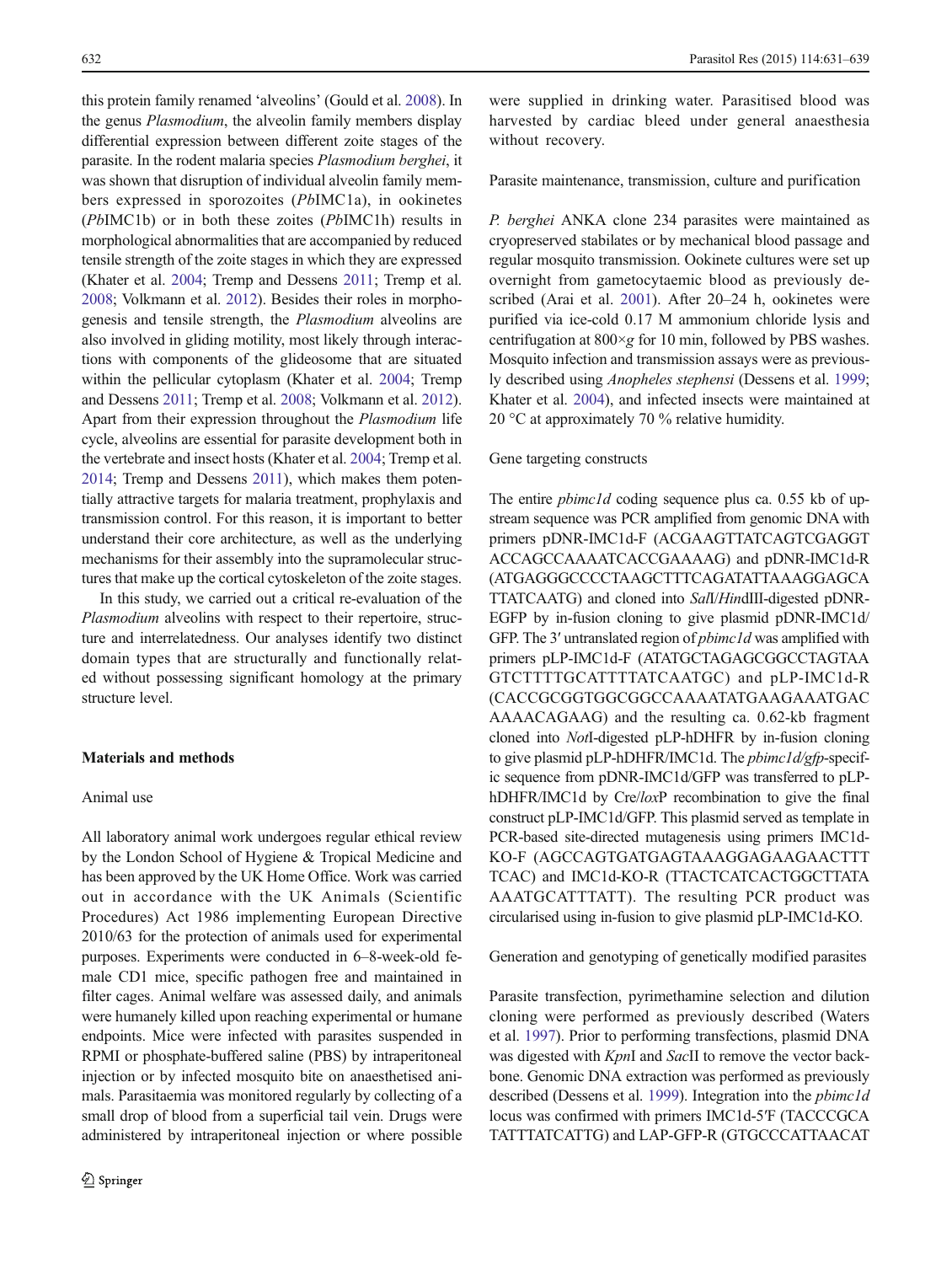this protein family renamed 'alveolins' (Gould et al. 2008). In the genus *Plasmodium*, the alveolin family members display differential expression between different zoite stages of the parasite. In the rodent malaria species *Plasmodium berghei*, it was shown that disruption of individual alveolin family members expressed in sporozoites (*Pb*IMC1a), in ookinetes (*Pb*IMC1b) or in both these zoites (*Pb*IMC1h) results in morphological abnormalities that are accompanied by reduced tensile strength of the zoite stages in which they are expressed (Khater et al. 2004; Tremp and Dessens 2011; Tremp et al. 2008; Volkmann et al. 2012). Besides their roles in morphogenesis and tensile strength, the *Plasmodium* alveolins are also involved in gliding motility, most likely through interactions with components of the glideosome that are situated within the pellicular cytoplasm (Khater et al. 2004; Tremp and Dessens 2011; Tremp et al. 2008; Volkmann et al. 2012). Apart from their expression throughout the *Plasmodium* life cycle, alveolins are essential for parasite development both in the vertebrate and insect hosts (Khater et al. 2004; Tremp et al. 2014; Tremp and Dessens 2011), which makes them potentially attractive targets for malaria treatment, prophylaxis and transmission control. For this reason, it is important to better understand their core architecture, as well as the underlying mechanisms for their assembly into the supramolecular structures that make up the cortical cytoskeleton of the zoite stages.

In this study, we carried out a critical re-evaluation of the *Plasmodium* alveolins with respect to their repertoire, structure and interrelatedness. Our analyses identify two distinct domain types that are structurally and functionally related without possessing significant homology at the primary structure level.

## Materials and methods

### Animal use

All laboratory animal work undergoes regular ethical review by the London School of Hygiene & Tropical Medicine and has been approved by the UK Home Office. Work was carried out in accordance with the UK Animals (Scientific Procedures) Act 1986 implementing European Directive 2010/63 for the protection of animals used for experimental purposes. Experiments were conducted in 6–8-week-old female CD1 mice, specific pathogen free and maintained in filter cages. Animal welfare was assessed daily, and animals were humanely killed upon reaching experimental or humane endpoints. Mice were infected with parasites suspended in RPMI or phosphate-buffered saline (PBS) by intraperitoneal injection or by infected mosquito bite on anaesthetised animals. Parasitaemia was monitored regularly by collecting of a small drop of blood from a superficial tail vein. Drugs were administered by intraperitoneal injection or where possible were supplied in drinking water. Parasitised blood was harvested by cardiac bleed under general anaesthesia without recovery.

### Parasite maintenance, transmission, culture and purification

*P. berghei* ANKA clone 234 parasites were maintained as cryopreserved stabilates or by mechanical blood passage and regular mosquito transmission. Ookinete cultures were set up overnight from gametocytaemic blood as previously described (Arai et al. 2001). After 20–24 h, ookinetes were purified via ice-cold 0.17 M ammonium chloride lysis and centrifugation at 800×*g* for 10 min, followed by PBS washes. Mosquito infection and transmission assays were as previously described using *Anopheles stephensi* (Dessens et al. 1999; Khater et al. 2004), and infected insects were maintained at 20 °C at approximately 70 % relative humidity.

### Gene targeting constructs

The entire *pbimc1d* coding sequence plus ca. 0.55 kb of upstream sequence was PCR amplified from genomic DNA with primers pDNR-IMC1d-F (ACGAAGTTATCAGTCGAGGTACCAGCCAAAATCACCGAAAAG) and pDNR-IMC1d-R (ATGAGGGCCCCTAAGCTTTCAGATATTAAAGGAGCATTATCAATG) and cloned into *Sal*I/*Hin*dIII-digested pDNR-EGFP by in-fusion cloning to give plasmid pDNR-IMC1d/GFP. The 3′ untranslated region of *pbimc1d* was amplified with primers pLP-IMC1d-F (ATATGCTAGAGCGGCCTAGTAAGTCTTTTGCATTTTATCAATGC) and pLP-IMC1d-R (CACCGCGGTGGCGGCCAAAATATGAAGAAATGACAAAACAGAAG) and the resulting ca. 0.62-kb fragment cloned into *Not*I-digested pLP-hDHFR by in-fusion cloning to give plasmid pLP-hDHFR/IMC1d. The *pbimc1d/gfp*-specific sequence from pDNR-IMC1d/GFP was transferred to pLP-hDHFR/IMC1d by Cre/*lox*P recombination to give the final construct pLP-IMC1d/GFP. This plasmid served as template in PCR-based site-directed mutagenesis using primers IMC1d-KO-F (AGCCAGTGATGAGTAAAGGAGAAGAACTTTTCAC) and IMC1d-KO-R (TTACTCATCACTGGCTTATAAAATGCATTTATT). The resulting PCR product was circularised using in-fusion to give plasmid pLP-IMC1d-KO.

### Generation and genotyping of genetically modified parasites

Parasite transfection, pyrimethamine selection and dilution cloning were performed as previously described (Waters et al. 1997). Prior to performing transfections, plasmid DNA was digested with *Kpn*I and *Sac*II to remove the vector backbone. Genomic DNA extraction was performed as previously described (Dessens et al. 1999). Integration into the *pbimc1d* locus was confirmed with primers IMC1d-5′F (TACCCGCATATTTATCATTG) and LAP-GFP-R (GTGCCCATTAACAT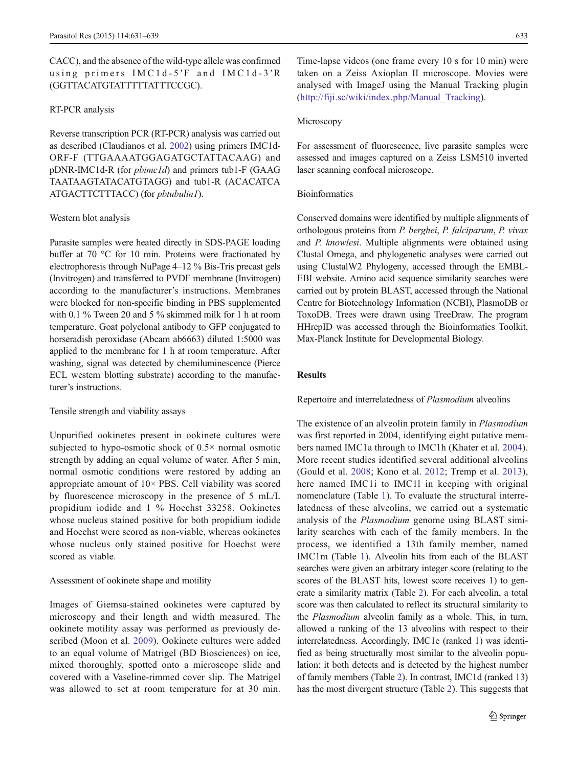CACC), and the absence of the wild-type allele was confirmed using primers IMC1d-5′F and IMC1d-3′R (GGTTACATGTATTTTTATTTCCGC).

### RT-PCR analysis

Reverse transcription PCR (RT-PCR) analysis was carried out as described (Claudianos et al. 2002) using primers IMC1d-ORF-F (TTGAAAATGGAGATGCTATTACAAG) and pDNR-IMC1d-R (for *pbimc1d*) and primers tub1-F (GAAGTAATAAGTATACATGTAGG) and tub1-R (ACACATCAATGACTTCTTTACC) (for *pbtubulin1*).

### Western blot analysis

Parasite samples were heated directly in SDS-PAGE loading buffer at 70 °C for 10 min. Proteins were fractionated by electrophoresis through NuPage 4–12 % Bis-Tris precast gels (Invitrogen) and transferred to PVDF membrane (Invitrogen) according to the manufacturer's instructions. Membranes were blocked for non-specific binding in PBS supplemented with 0.1 % Tween 20 and 5 % skimmed milk for 1 h at room temperature. Goat polyclonal antibody to GFP conjugated to horseradish peroxidase (Abcam ab6663) diluted 1:5000 was applied to the membrane for 1 h at room temperature. After washing, signal was detected by chemiluminescence (Pierce ECL western blotting substrate) according to the manufacturer's instructions.

### Tensile strength and viability assays

Unpurified ookinetes present in ookinete cultures were subjected to hypo-osmotic shock of 0.5× normal osmotic strength by adding an equal volume of water. After 5 min, normal osmotic conditions were restored by adding an appropriate amount of 10× PBS. Cell viability was scored by fluorescence microscopy in the presence of 5 mL/L propidium iodide and 1 % Hoechst 33258. Ookinetes whose nucleus stained positive for both propidium iodide and Hoechst were scored as non-viable, whereas ookinetes whose nucleus only stained positive for Hoechst were scored as viable.

### Assessment of ookinete shape and motility

Images of Giemsa-stained ookinetes were captured by microscopy and their length and width measured. The ookinete motility assay was performed as previously described (Moon et al. 2009). Ookinete cultures were added to an equal volume of Matrigel (BD Biosciences) on ice, mixed thoroughly, spotted onto a microscope slide and covered with a Vaseline-rimmed cover slip. The Matrigel was allowed to set at room temperature for at 30 min. Time-lapse videos (one frame every 10 s for 10 min) were taken on a Zeiss Axioplan II microscope. Movies were analysed with ImageJ using the Manual Tracking plugin (http://fiji.sc/wiki/index.php/Manual_Tracking).

### Microscopy

For assessment of fluorescence, live parasite samples were assessed and images captured on a Zeiss LSM510 inverted laser scanning confocal microscope.

### Bioinformatics

Conserved domains were identified by multiple alignments of orthologous proteins from *P. berghei*, *P. falciparum*, *P. vivax* and *P. knowlesi*. Multiple alignments were obtained using Clustal Omega, and phylogenetic analyses were carried out using ClustalW2 Phylogeny, accessed through the EMBL-EBI website. Amino acid sequence similarity searches were carried out by protein BLAST, accessed through the National Centre for Biotechnology Information (NCBI), PlasmoDB or ToxoDB. Trees were drawn using TreeDraw. The program HHrepID was accessed through the Bioinformatics Toolkit, Max-Planck Institute for Developmental Biology.

## Results

### Repertoire and interrelatedness of *Plasmodium* alveolins

The existence of an alveolin protein family in *Plasmodium* was first reported in 2004, identifying eight putative members named IMC1a through to IMC1h (Khater et al. 2004). More recent studies identified several additional alveolins (Gould et al. 2008; Kono et al. 2012; Tremp et al. 2013), here named IMC1i to IMC1l in keeping with original nomenclature (Table 1). To evaluate the structural interrelatedness of these alveolins, we carried out a systematic analysis of the *Plasmodium* genome using BLAST similarity searches with each of the family members. In the process, we identified a 13th family member, named IMC1m (Table 1). Alveolin hits from each of the BLAST searches were given an arbitrary integer score (relating to the scores of the BLAST hits, lowest score receives 1) to generate a similarity matrix (Table 2). For each alveolin, a total score was then calculated to reflect its structural similarity to the *Plasmodium* alveolin family as a whole. This, in turn, allowed a ranking of the 13 alveolins with respect to their interrelatedness. Accordingly, IMC1e (ranked 1) was identified as being structurally most similar to the alveolin population: it both detects and is detected by the highest number of family members (Table 2). In contrast, IMC1d (ranked 13) has the most divergent structure (Table 2). This suggests that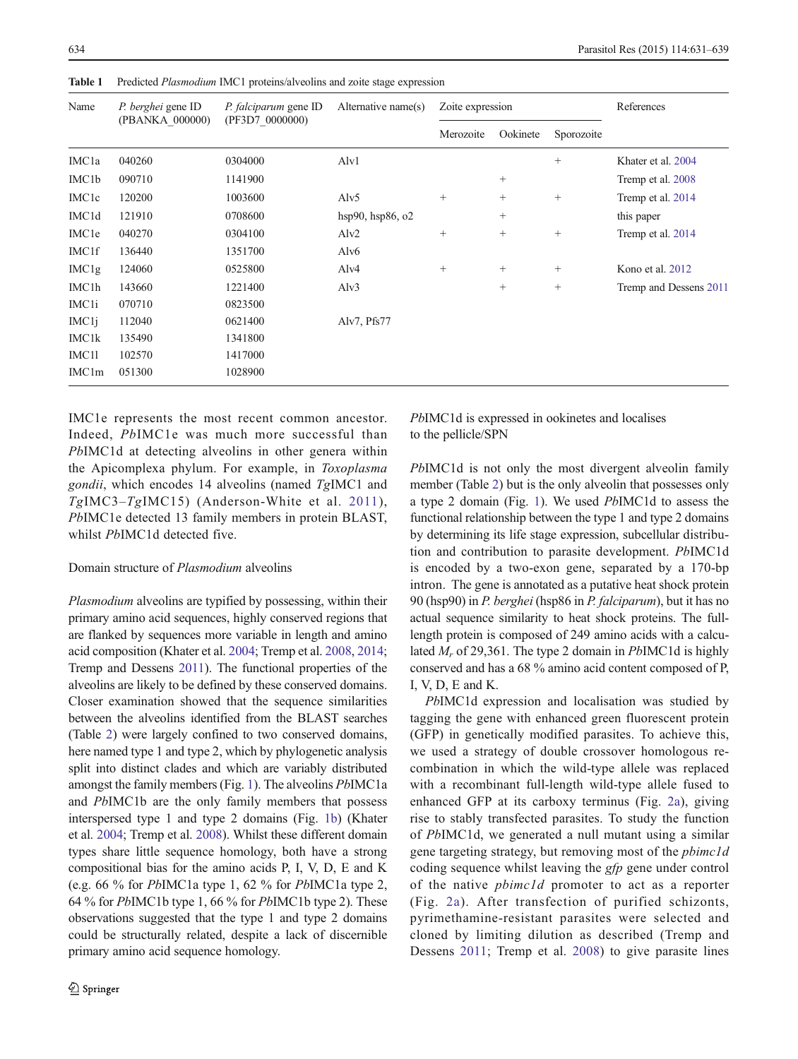**Table 1** Predicted *Plasmodium* IMC1 proteins/alveolins and zoite stage expression

| Name | *P. berghei* gene ID (PBANKA_000000) | *P. falciparum* gene ID (PF3D7_0000000) | Alternative name(s) | Zoite expression | | | References |
|---|---|---|---|---|---|---|---|
| | | | | Merozoite | Ookinete | Sporozoite | |
| IMC1a | 040260 | 0304000 | Alv1 | | | + | Khater et al. 2004 |
| IMC1b | 090710 | 1141900 | | | + | | Tremp et al. 2008 |
| IMC1c | 120200 | 1003600 | Alv5 | + | + | + | Tremp et al. 2014 |
| IMC1d | 121910 | 0708600 | hsp90, hsp86, o2 | | + | | this paper |
| IMC1e | 040270 | 0304100 | Alv2 | + | + | + | Tremp et al. 2014 |
| IMC1f | 136440 | 1351700 | Alv6 | | | | |
| IMC1g | 124060 | 0525800 | Alv4 | + | + | + | Kono et al. 2012 |
| IMC1h | 143660 | 1221400 | Alv3 | | + | + | Tremp and Dessens 2011 |
| IMC1i | 070710 | 0823500 | | | | | |
| IMC1j | 112040 | 0621400 | Alv7, Pfs77 | | | | |
| IMC1k | 135490 | 1341800 | | | | | |
| IMC1l | 102570 | 1417000 | | | | | |
| IMC1m | 051300 | 1028900 | | | | | |

IMC1e represents the most recent common ancestor. Indeed, *Pb*IMC1e was much more successful than *Pb*IMC1d at detecting alveolins in other genera within the Apicomplexa phylum. For example, in *Toxoplasma gondii*, which encodes 14 alveolins (named *Tg*IMC1 and *Tg*IMC3–*Tg*IMC15) (Anderson-White et al. 2011), *Pb*IMC1e detected 13 family members in protein BLAST, whilst *Pb*IMC1d detected five.

Domain structure of *Plasmodium* alveolins

*Plasmodium* alveolins are typified by possessing, within their primary amino acid sequences, highly conserved regions that are flanked by sequences more variable in length and amino acid composition (Khater et al. 2004; Tremp et al. 2008, 2014; Tremp and Dessens 2011). The functional properties of the alveolins are likely to be defined by these conserved domains. Closer examination showed that the sequence similarities between the alveolins identified from the BLAST searches (Table 2) were largely confined to two conserved domains, here named type 1 and type 2, which by phylogenetic analysis split into distinct clades and which are variably distributed amongst the family members (Fig. 1). The alveolins *Pb*IMC1a and *Pb*IMC1b are the only family members that possess interspersed type 1 and type 2 domains (Fig. 1b) (Khater et al. 2004; Tremp et al. 2008). Whilst these different domain types share little sequence homology, both have a strong compositional bias for the amino acids P, I, V, D, E and K (e.g. 66 % for *Pb*IMC1a type 1, 62 % for *Pb*IMC1a type 2, 64 % for *Pb*IMC1b type 1, 66 % for *Pb*IMC1b type 2). These observations suggested that the type 1 and type 2 domains could be structurally related, despite a lack of discernible primary amino acid sequence homology.

*Pb*IMC1d is expressed in ookinetes and localises to the pellicle/SPN

*Pb*IMC1d is not only the most divergent alveolin family member (Table 2) but is the only alveolin that possesses only a type 2 domain (Fig. 1). We used *Pb*IMC1d to assess the functional relationship between the type 1 and type 2 domains by determining its life stage expression, subcellular distribution and contribution to parasite development. *Pb*IMC1d is encoded by a two-exon gene, separated by a 170-bp intron. The gene is annotated as a putative heat shock protein 90 (hsp90) in *P. berghei* (hsp86 in *P. falciparum*), but it has no actual sequence similarity to heat shock proteins. The full-length protein is composed of 249 amino acids with a calculated $M_r$ of 29,361. The type 2 domain in *Pb*IMC1d is highly conserved and has a 68 % amino acid content composed of P, I, V, D, E and K.

*Pb*IMC1d expression and localisation was studied by tagging the gene with enhanced green fluorescent protein (GFP) in genetically modified parasites. To achieve this, we used a strategy of double crossover homologous recombination in which the wild-type allele was replaced with a recombinant full-length wild-type allele fused to enhanced GFP at its carboxy terminus (Fig. 2a), giving rise to stably transfected parasites. To study the function of *Pb*IMC1d, we generated a null mutant using a similar gene targeting strategy, but removing most of the *pbimc1d* coding sequence whilst leaving the *gfp* gene under control of the native *pbimc1d* promoter to act as a reporter (Fig. 2a). After transfection of purified schizonts, pyrimethamine-resistant parasites were selected and cloned by limiting dilution as described (Tremp and Dessens 2011; Tremp et al. 2008) to give parasite lines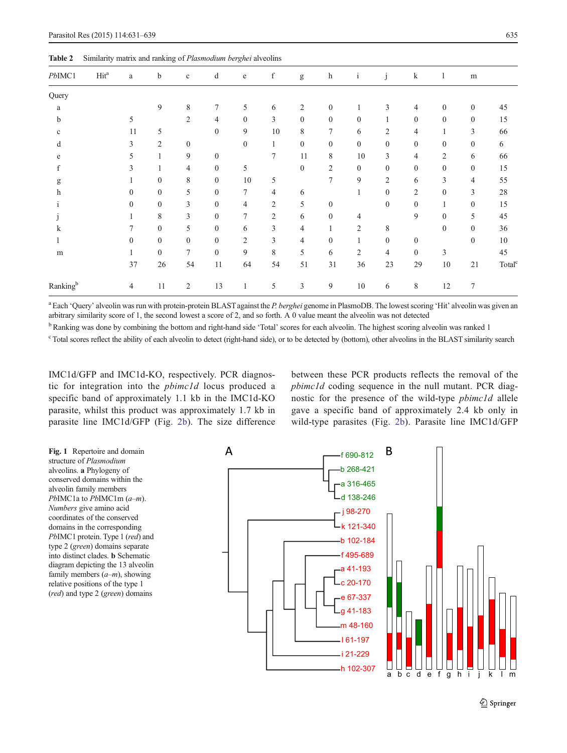**Table 2** Similarity matrix and ranking of *Plasmodium berghei* alveolins

| *Pb*IMC1 | Hit[a] | a | b | c | d | e | f | g | h | i | j | k | l | m | |
|---|---|---|---|---|---|---|---|---|---|---|---|---|---|---|---|
| Query | | | | | | | | | | | | | | | |
| a | | | 9 | 8 | 7 | 5 | 6 | 2 | 0 | 1 | 3 | 4 | 0 | 0 | 45 |
| b | | 5 | | 2 | 4 | 0 | 3 | 0 | 0 | 0 | 1 | 0 | 0 | 0 | 15 |
| c | | 11 | 5 | | 0 | 9 | 10 | 8 | 7 | 6 | 2 | 4 | 1 | 3 | 66 |
| d | | 3 | 2 | 0 | | 0 | 1 | 0 | 0 | 0 | 0 | 0 | 0 | 0 | 6 |
| e | | 5 | 1 | 9 | 0 | | 7 | 11 | 8 | 10 | 3 | 4 | 2 | 6 | 66 |
| f | | 3 | 1 | 4 | 0 | 5 | | 0 | 2 | 0 | 0 | 0 | 0 | 0 | 15 |
| g | | 1 | 0 | 8 | 0 | 10 | 5 | | 7 | 9 | 2 | 6 | 3 | 4 | 55 |
| h | | 0 | 0 | 5 | 0 | 7 | 4 | 6 | | 1 | 0 | 2 | 0 | 3 | 28 |
| i | | 0 | 0 | 3 | 0 | 4 | 2 | 5 | 0 | | 0 | 0 | 1 | 0 | 15 |
| j | | 1 | 8 | 3 | 0 | 7 | 2 | 6 | 0 | 4 | | 9 | 0 | 5 | 45 |
| k | | 7 | 0 | 5 | 0 | 6 | 3 | 4 | 1 | 2 | 8 | | 0 | 0 | 36 |
| l | | 0 | 0 | 0 | 0 | 2 | 3 | 4 | 0 | 1 | 0 | 0 | | 0 | 10 |
| m | | 1 | 0 | 7 | 0 | 9 | 8 | 5 | 6 | 2 | 4 | 0 | 3 | | 45 |
| | | 37 | 26 | 54 | 11 | 64 | 54 | 51 | 31 | 36 | 23 | 29 | 10 | 21 | Total[c] |
| Ranking[b] | | 4 | 11 | 2 | 13 | 1 | 5 | 3 | 9 | 10 | 6 | 8 | 12 | 7 | |

[a] Each 'Query' alveolin was run with protein-protein BLAST against the *P. berghei* genome in PlasmoDB. The lowest scoring 'Hit' alveolin was given an arbitrary similarity score of 1, the second lowest a score of 2, and so forth. A 0 value meant the alveolin was not detected

[b] Ranking was done by combining the bottom and right-hand side 'Total' scores for each alveolin. The highest scoring alveolin was ranked 1

[c] Total scores reflect the ability of each alveolin to detect (right-hand side), or to be detected by (bottom), other alveolins in the BLAST similarity search

IMC1d/GFP and IMC1d-KO, respectively. PCR diagnostic for integration into the *pbimc1d* locus produced a specific band of approximately 1.1 kb in the IMC1d-KO parasite, whilst this product was approximately 1.7 kb in parasite line IMC1d/GFP (Fig. 2b). The size difference between these PCR products reflects the removal of the *pbimc1d* coding sequence in the null mutant. PCR diagnostic for the presence of the wild-type *pbimc1d* allele gave a specific band of approximately 2.4 kb only in wild-type parasites (Fig. 2b). Parasite line IMC1d/GFP

**Fig. 1** Repertoire and domain structure of *Plasmodium* alveolins. **a** Phylogeny of conserved domains within the alveolin family members *Pb*IMC1a to *Pb*IMC1m (*a*–*m*). *Numbers* give amino acid coordinates of the conserved domains in the corresponding *Pb*IMC1 protein. Type 1 (*red*) and type 2 (*green*) domains separate into distinct clades. **b** Schematic diagram depicting the 13 alveolin family members (*a*–*m*), showing relative positions of the type 1 (*red*) and type 2 (*green*) domains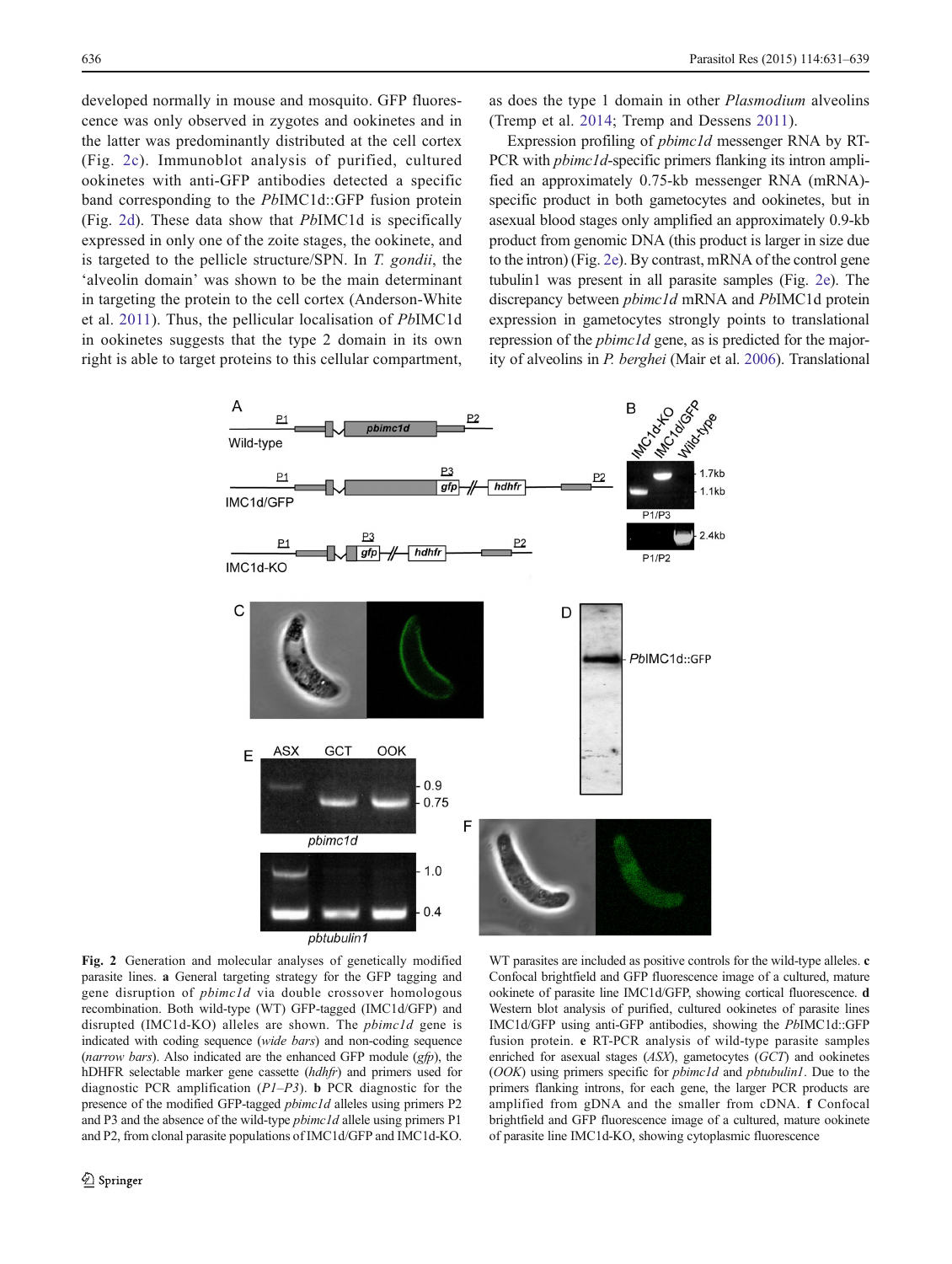developed normally in mouse and mosquito. GFP fluorescence was only observed in zygotes and ookinetes and in the latter was predominantly distributed at the cell cortex (Fig. 2c). Immunoblot analysis of purified, cultured ookinetes with anti-GFP antibodies detected a specific band corresponding to the *Pb*IMC1d::GFP fusion protein (Fig. 2d). These data show that *Pb*IMC1d is specifically expressed in only one of the zoite stages, the ookinete, and is targeted to the pellicle structure/SPN. In *T. gondii*, the 'alveolin domain' was shown to be the main determinant in targeting the protein to the cell cortex (Anderson-White et al. 2011). Thus, the pellicular localisation of *Pb*IMC1d in ookinetes suggests that the type 2 domain in its own right is able to target proteins to this cellular compartment, as does the type 1 domain in other *Plasmodium* alveolins (Tremp et al. 2014; Tremp and Dessens 2011).

Expression profiling of *pbimc1d* messenger RNA by RT-PCR with *pbimc1d*-specific primers flanking its intron amplified an approximately 0.75-kb messenger RNA (mRNA)-specific product in both gametocytes and ookinetes, but in asexual blood stages only amplified an approximately 0.9-kb product from genomic DNA (this product is larger in size due to the intron) (Fig. 2e). By contrast, mRNA of the control gene tubulin1 was present in all parasite samples (Fig. 2e). The discrepancy between *pbimc1d* mRNA and *Pb*IMC1d protein expression in gametocytes strongly points to translational repression of the *pbimc1d* gene, as is predicted for the majority of alveolins in *P. berghei* (Mair et al. 2006). Translational

**Fig. 2** Generation and molecular analyses of genetically modified parasite lines. **a** General targeting strategy for the GFP tagging and gene disruption of *pbimc1d* via double crossover homologous recombination. Both wild-type (WT) GFP-tagged (IMC1d/GFP) and disrupted (IMC1d-KO) alleles are shown. The *pbimc1d* gene is indicated with coding sequence (*wide bars*) and non-coding sequence (*narrow bars*). Also indicated are the enhanced GFP module (*gfp*), the hDHFR selectable marker gene cassette (*hdhfr*) and primers used for diagnostic PCR amplification (*P1–P3*). **b** PCR diagnostic for the presence of the modified GFP-tagged *pbimc1d* alleles using primers P2 and P3 and the absence of the wild-type *pbimc1d* allele using primers P1 and P2, from clonal parasite populations of IMC1d/GFP and IMC1d-KO. WT parasites are included as positive controls for the wild-type alleles. **c** Confocal brightfield and GFP fluorescence image of a cultured, mature ookinete of parasite line IMC1d/GFP, showing cortical fluorescence. **d** Western blot analysis of purified, cultured ookinetes of parasite lines IMC1d/GFP using anti-GFP antibodies, showing the *Pb*IMC1d::GFP fusion protein. **e** RT-PCR analysis of wild-type parasite samples enriched for asexual stages (*ASX*), gametocytes (*GCT*) and ookinetes (*OOK*) using primers specific for *pbimc1d* and *pbtubulin1*. Due to the primers flanking introns, for each gene, the larger PCR products are amplified from gDNA and the smaller from cDNA. **f** Confocal brightfield and GFP fluorescence image of a cultured, mature ookinete of parasite line IMC1d-KO, showing cytoplasmic fluorescence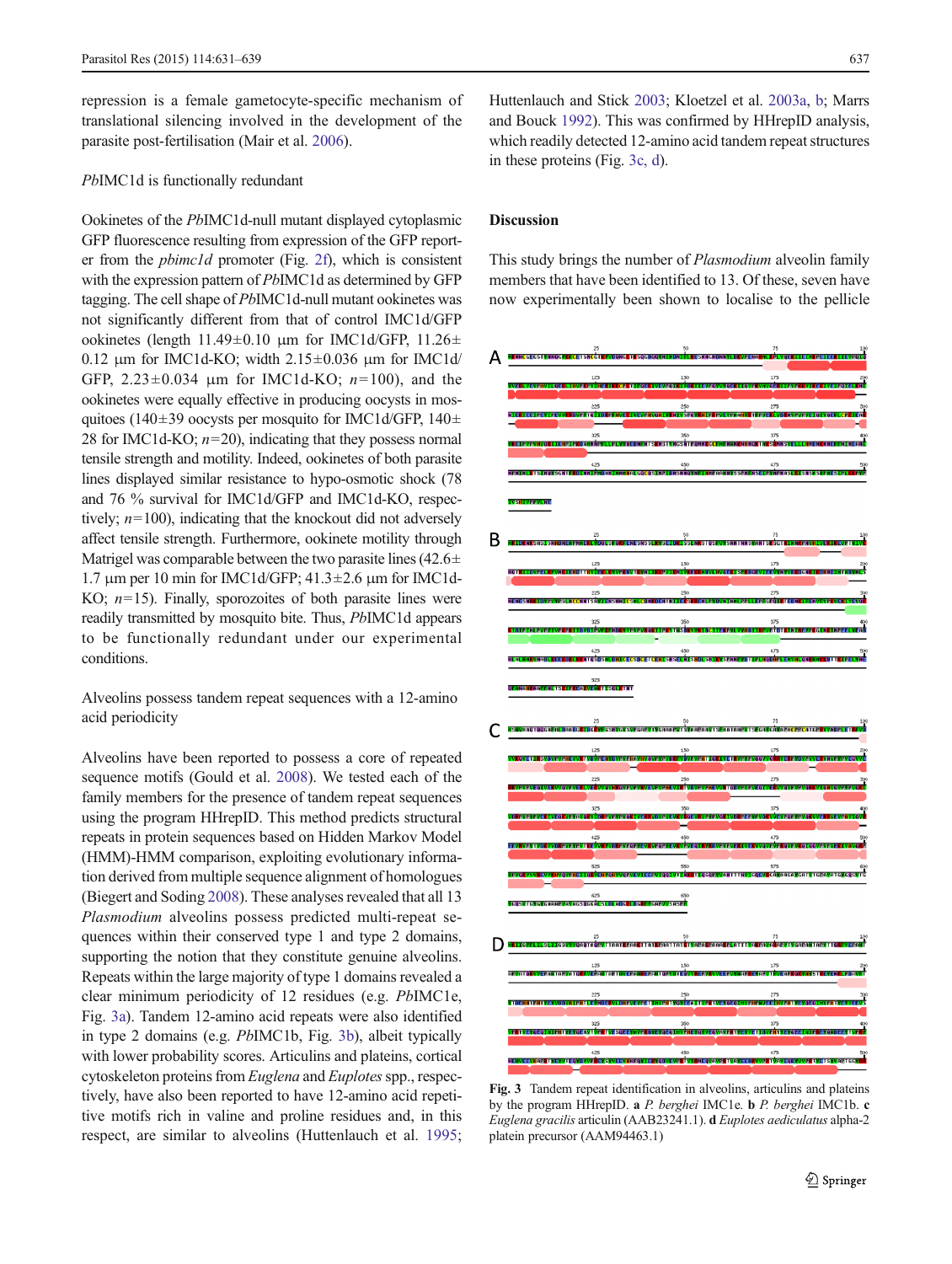repression is a female gametocyte-specific mechanism of translational silencing involved in the development of the parasite post-fertilisation (Mair et al. 2006).

*Pb*IMC1d is functionally redundant

Ookinetes of the *Pb*IMC1d-null mutant displayed cytoplasmic GFP fluorescence resulting from expression of the GFP reporter from the *pbimc1d* promoter (Fig. 2f), which is consistent with the expression pattern of *Pb*IMC1d as determined by GFP tagging. The cell shape of *Pb*IMC1d-null mutant ookinetes was not significantly different from that of control IMC1d/GFP ookinetes (length 11.49±0.10 μm for IMC1d/GFP, 11.26±0.12 μm for IMC1d-KO; width 2.15±0.036 μm for IMC1d/GFP, 2.23±0.034 μm for IMC1d-KO; $n=100$), and the ookinetes were equally effective in producing oocysts in mosquitoes (140±39 oocysts per mosquito for IMC1d/GFP, 140±28 for IMC1d-KO; $n=20$), indicating that they possess normal tensile strength and motility. Indeed, ookinetes of both parasite lines displayed similar resistance to hypo-osmotic shock (78 and 76 % survival for IMC1d/GFP and IMC1d-KO, respectively; $n=100$), indicating that the knockout did not adversely affect tensile strength. Furthermore, ookinete motility through Matrigel was comparable between the two parasite lines (42.6±1.7 μm per 10 min for IMC1d/GFP; 41.3±2.6 μm for IMC1d-KO; $n=15$). Finally, sporozoites of both parasite lines were readily transmitted by mosquito bite. Thus, *Pb*IMC1d appears to be functionally redundant under our experimental conditions.

Alveolins possess tandem repeat sequences with a 12-amino acid periodicity

Alveolins have been reported to possess a core of repeated sequence motifs (Gould et al. 2008). We tested each of the family members for the presence of tandem repeat sequences using the program HHrepID. This method predicts structural repeats in protein sequences based on Hidden Markov Model (HMM)-HMM comparison, exploiting evolutionary information derived from multiple sequence alignment of homologues (Biegert and Soding 2008). These analyses revealed that all 13 *Plasmodium* alveolins possess predicted multi-repeat sequences within their conserved type 1 and type 2 domains, supporting the notion that they constitute genuine alveolins. Repeats within the large majority of type 1 domains revealed a clear minimum periodicity of 12 residues (e.g. *Pb*IMC1e, Fig. 3a). Tandem 12-amino acid repeats were also identified in type 2 domains (e.g. *Pb*IMC1b, Fig. 3b), albeit typically with lower probability scores. Articulins and plateins, cortical cytoskeleton proteins from *Euglena* and *Euplotes* spp., respectively, have also been reported to have 12-amino acid repetitive motifs rich in valine and proline residues and, in this respect, are similar to alveolins (Huttenlauch et al. 1995; Huttenlauch and Stick 2003; Kloetzel et al. 2003a, b; Marrs and Bouck 1992). This was confirmed by HHrepID analysis, which readily detected 12-amino acid tandem repeat structures in these proteins (Fig. 3c, d).

## Discussion

This study brings the number of *Plasmodium* alveolin family members that have been identified to 13. Of these, seven have now experimentally been shown to localise to the pellicle

**Fig. 3** Tandem repeat identification in alveolins, articulins and plateins by the program HHrepID. **a** *P. berghei* IMC1e. **b** *P. berghei* IMC1b. **c** *Euglena gracilis* articulin (AAB23241.1). **d** *Euplotes aediculatus* alpha-2 platein precursor (AAM94463.1)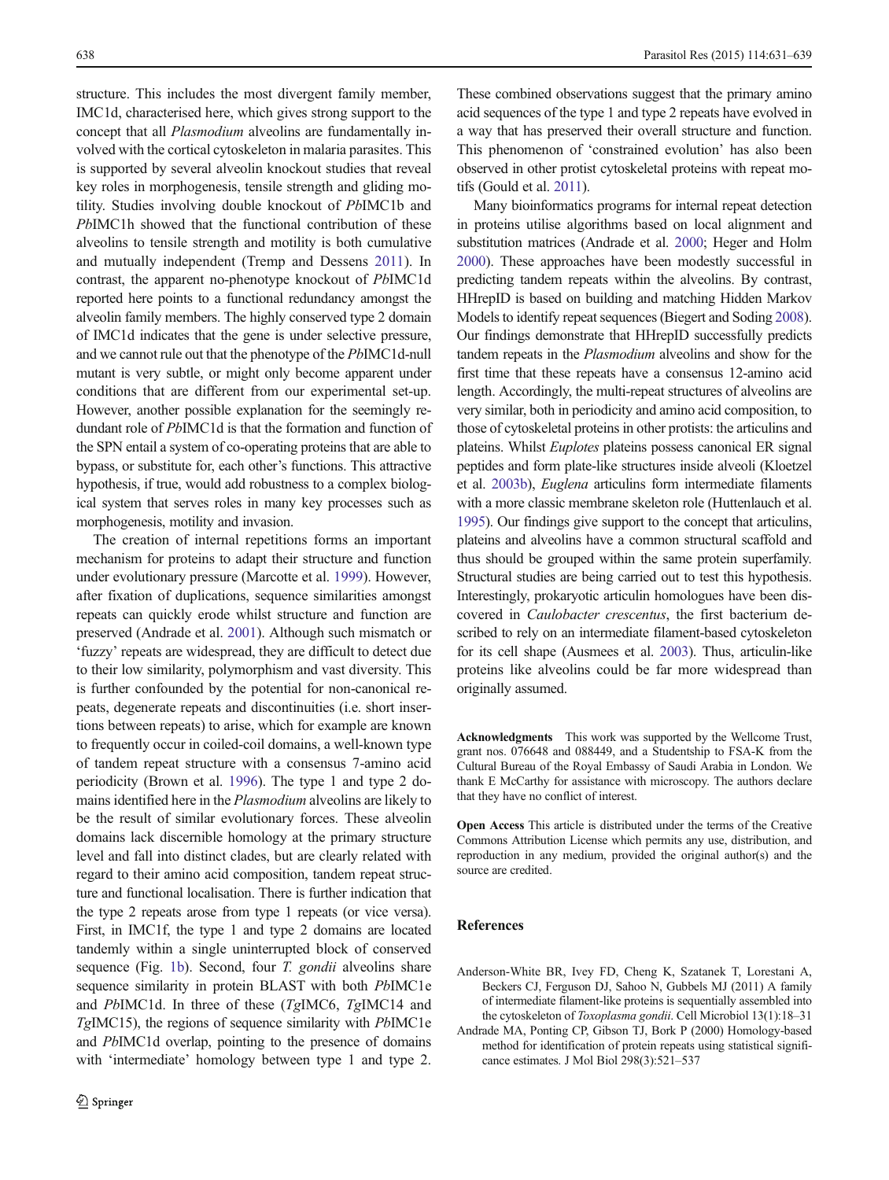structure. This includes the most divergent family member, IMC1d, characterised here, which gives strong support to the concept that all *Plasmodium* alveolins are fundamentally involved with the cortical cytoskeleton in malaria parasites. This is supported by several alveolin knockout studies that reveal key roles in morphogenesis, tensile strength and gliding motility. Studies involving double knockout of *Pb*IMC1b and *Pb*IMC1h showed that the functional contribution of these alveolins to tensile strength and motility is both cumulative and mutually independent (Tremp and Dessens 2011). In contrast, the apparent no-phenotype knockout of *Pb*IMC1d reported here points to a functional redundancy amongst the alveolin family members. The highly conserved type 2 domain of IMC1d indicates that the gene is under selective pressure, and we cannot rule out that the phenotype of the *Pb*IMC1d-null mutant is very subtle, or might only become apparent under conditions that are different from our experimental set-up. However, another possible explanation for the seemingly redundant role of *Pb*IMC1d is that the formation and function of the SPN entail a system of co-operating proteins that are able to bypass, or substitute for, each other's functions. This attractive hypothesis, if true, would add robustness to a complex biological system that serves roles in many key processes such as morphogenesis, motility and invasion.

The creation of internal repetitions forms an important mechanism for proteins to adapt their structure and function under evolutionary pressure (Marcotte et al. 1999). However, after fixation of duplications, sequence similarities amongst repeats can quickly erode whilst structure and function are preserved (Andrade et al. 2001). Although such mismatch or 'fuzzy' repeats are widespread, they are difficult to detect due to their low similarity, polymorphism and vast diversity. This is further confounded by the potential for non-canonical repeats, degenerate repeats and discontinuities (i.e. short insertions between repeats) to arise, which for example are known to frequently occur in coiled-coil domains, a well-known type of tandem repeat structure with a consensus 7-amino acid periodicity (Brown et al. 1996). The type 1 and type 2 domains identified here in the *Plasmodium* alveolins are likely to be the result of similar evolutionary forces. These alveolin domains lack discernible homology at the primary structure level and fall into distinct clades, but are clearly related with regard to their amino acid composition, tandem repeat structure and functional localisation. There is further indication that the type 2 repeats arose from type 1 repeats (or vice versa). First, in IMC1f, the type 1 and type 2 domains are located tandemly within a single uninterrupted block of conserved sequence (Fig. 1b). Second, four *T. gondii* alveolins share sequence similarity in protein BLAST with both *Pb*IMC1e and *Pb*IMC1d. In three of these (*Tg*IMC6, *Tg*IMC14 and *Tg*IMC15), the regions of sequence similarity with *Pb*IMC1e and *Pb*IMC1d overlap, pointing to the presence of domains with 'intermediate' homology between type 1 and type 2. These combined observations suggest that the primary amino acid sequences of the type 1 and type 2 repeats have evolved in a way that has preserved their overall structure and function. This phenomenon of 'constrained evolution' has also been observed in other protist cytoskeletal proteins with repeat motifs (Gould et al. 2011).

Many bioinformatics programs for internal repeat detection in proteins utilise algorithms based on local alignment and substitution matrices (Andrade et al. 2000; Heger and Holm 2000). These approaches have been modestly successful in predicting tandem repeats within the alveolins. By contrast, HHrepID is based on building and matching Hidden Markov Models to identify repeat sequences (Biegert and Soding 2008). Our findings demonstrate that HHrepID successfully predicts tandem repeats in the *Plasmodium* alveolins and show for the first time that these repeats have a consensus 12-amino acid length. Accordingly, the multi-repeat structures of alveolins are very similar, both in periodicity and amino acid composition, to those of cytoskeletal proteins in other protists: the articulins and plateins. Whilst *Euplotes* plateins possess canonical ER signal peptides and form plate-like structures inside alveoli (Kloetzel et al. 2003b), *Euglena* articulins form intermediate filaments with a more classic membrane skeleton role (Huttenlauch et al. 1995). Our findings give support to the concept that articulins, plateins and alveolins have a common structural scaffold and thus should be grouped within the same protein superfamily. Structural studies are being carried out to test this hypothesis. Interestingly, prokaryotic articulin homologues have been discovered in *Caulobacter crescentus*, the first bacterium described to rely on an intermediate filament-based cytoskeleton for its cell shape (Ausmees et al. 2003). Thus, articulin-like proteins like alveolins could be far more widespread than originally assumed.

**Acknowledgments** This work was supported by the Wellcome Trust, grant nos. 076648 and 088449, and a Studentship to FSA-K from the Cultural Bureau of the Royal Embassy of Saudi Arabia in London. We thank E McCarthy for assistance with microscopy. The authors declare that they have no conflict of interest.

**Open Access** This article is distributed under the terms of the Creative Commons Attribution License which permits any use, distribution, and reproduction in any medium, provided the original author(s) and the source are credited.

## References

Anderson-White BR, Ivey FD, Cheng K, Szatanek T, Lorestani A, Beckers CJ, Ferguson DJ, Sahoo N, Gubbels MJ (2011) A family of intermediate filament-like proteins is sequentially assembled into the cytoskeleton of *Toxoplasma gondii*. Cell Microbiol 13(1):18–31

Andrade MA, Ponting CP, Gibson TJ, Bork P (2000) Homology-based method for identification of protein repeats using statistical significance estimates. J Mol Biol 298(3):521–537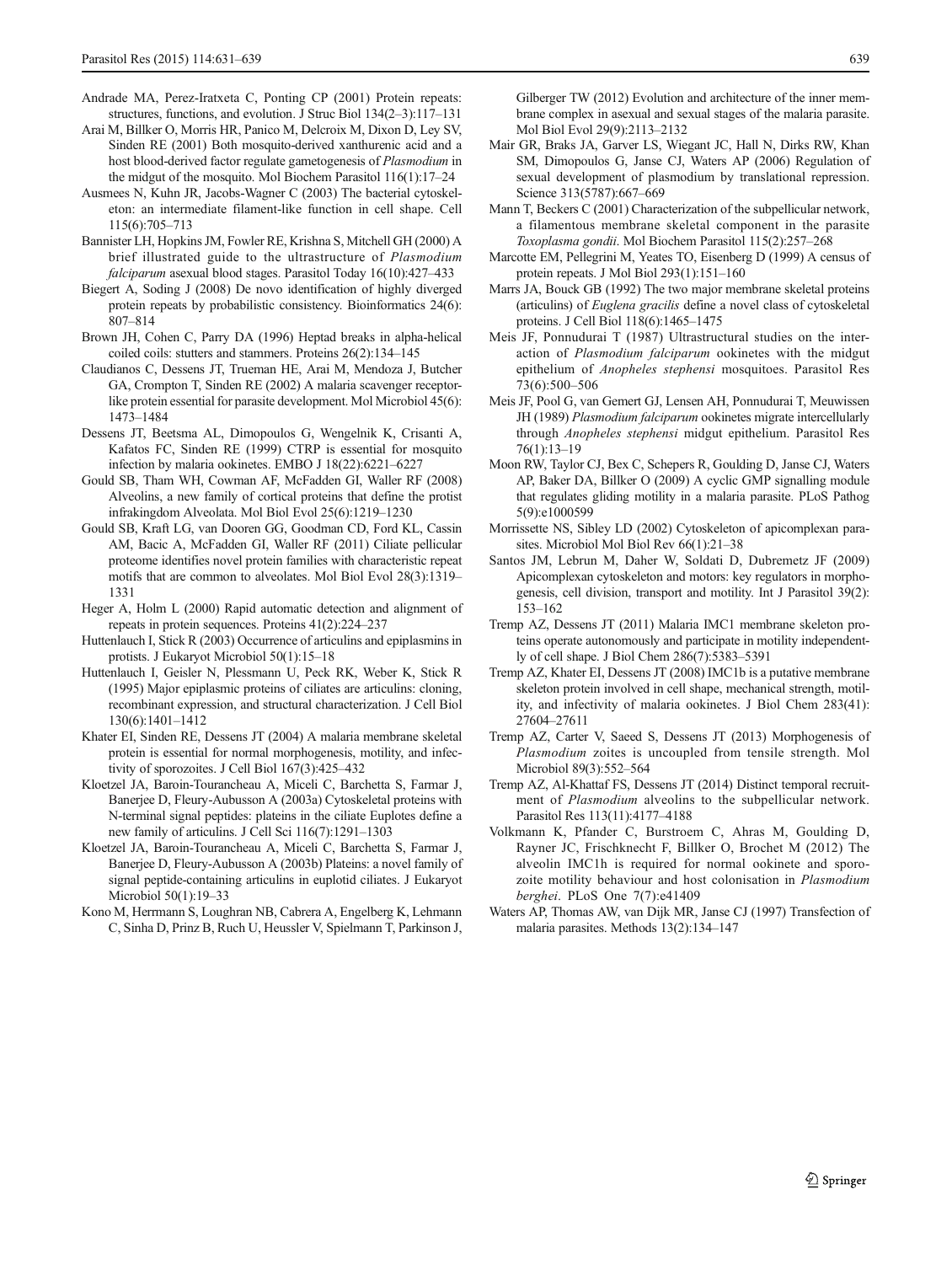Andrade MA, Perez-Iratxeta C, Ponting CP (2001) Protein repeats: structures, functions, and evolution. J Struc Biol 134(2–3):117–131

Arai M, Billker O, Morris HR, Panico M, Delcroix M, Dixon D, Ley SV, Sinden RE (2001) Both mosquito-derived xanthurenic acid and a host blood-derived factor regulate gametogenesis of *Plasmodium* in the midgut of the mosquito. Mol Biochem Parasitol 116(1):17–24

Ausmees N, Kuhn JR, Jacobs-Wagner C (2003) The bacterial cytoskeleton: an intermediate filament-like function in cell shape. Cell 115(6):705–713

Bannister LH, Hopkins JM, Fowler RE, Krishna S, Mitchell GH (2000) A brief illustrated guide to the ultrastructure of *Plasmodium falciparum* asexual blood stages. Parasitol Today 16(10):427–433

Biegert A, Soding J (2008) De novo identification of highly diverged protein repeats by probabilistic consistency. Bioinformatics 24(6): 807–814

Brown JH, Cohen C, Parry DA (1996) Heptad breaks in alpha-helical coiled coils: stutters and stammers. Proteins 26(2):134–145

Claudianos C, Dessens JT, Trueman HE, Arai M, Mendoza J, Butcher GA, Crompton T, Sinden RE (2002) A malaria scavenger receptor-like protein essential for parasite development. Mol Microbiol 45(6): 1473–1484

Dessens JT, Beetsma AL, Dimopoulos G, Wengelnik K, Crisanti A, Kafatos FC, Sinden RE (1999) CTRP is essential for mosquito infection by malaria ookinetes. EMBO J 18(22):6221–6227

Gould SB, Tham WH, Cowman AF, McFadden GI, Waller RF (2008) Alveolins, a new family of cortical proteins that define the protist infrakingdom Alveolata. Mol Biol Evol 25(6):1219–1230

Gould SB, Kraft LG, van Dooren GG, Goodman CD, Ford KL, Cassin AM, Bacic A, McFadden GI, Waller RF (2011) Ciliate pellicular proteome identifies novel protein families with characteristic repeat motifs that are common to alveolates. Mol Biol Evol 28(3):1319–1331

Heger A, Holm L (2000) Rapid automatic detection and alignment of repeats in protein sequences. Proteins 41(2):224–237

Huttenlauch I, Stick R (2003) Occurrence of articulins and epiplasmins in protists. J Eukaryot Microbiol 50(1):15–18

Huttenlauch I, Geisler N, Plessmann U, Peck RK, Weber K, Stick R (1995) Major epiplasmic proteins of ciliates are articulins: cloning, recombinant expression, and structural characterization. J Cell Biol 130(6):1401–1412

Khater EI, Sinden RE, Dessens JT (2004) A malaria membrane skeletal protein is essential for normal morphogenesis, motility, and infectivity of sporozoites. J Cell Biol 167(3):425–432

Kloetzel JA, Baroin-Tourancheau A, Miceli C, Barchetta S, Farmar J, Banerjee D, Fleury-Aubusson A (2003a) Cytoskeletal proteins with N-terminal signal peptides: plateins in the ciliate Euplotes define a new family of articulins. J Cell Sci 116(7):1291–1303

Kloetzel JA, Baroin-Tourancheau A, Miceli C, Barchetta S, Farmar J, Banerjee D, Fleury-Aubusson A (2003b) Plateins: a novel family of signal peptide-containing articulins in euplotid ciliates. J Eukaryot Microbiol 50(1):19–33

Kono M, Herrmann S, Loughran NB, Cabrera A, Engelberg K, Lehmann C, Sinha D, Prinz B, Ruch U, Heussler V, Spielmann T, Parkinson J, Gilberger TW (2012) Evolution and architecture of the inner membrane complex in asexual and sexual stages of the malaria parasite. Mol Biol Evol 29(9):2113–2132

Mair GR, Braks JA, Garver LS, Wiegant JC, Hall N, Dirks RW, Khan SM, Dimopoulos G, Janse CJ, Waters AP (2006) Regulation of sexual development of plasmodium by translational repression. Science 313(5787):667–669

Mann T, Beckers C (2001) Characterization of the subpellicular network, a filamentous membrane skeletal component in the parasite *Toxoplasma gondii*. Mol Biochem Parasitol 115(2):257–268

Marcotte EM, Pellegrini M, Yeates TO, Eisenberg D (1999) A census of protein repeats. J Mol Biol 293(1):151–160

Marrs JA, Bouck GB (1992) The two major membrane skeletal proteins (articulins) of *Euglena gracilis* define a novel class of cytoskeletal proteins. J Cell Biol 118(6):1465–1475

Meis JF, Ponnudurai T (1987) Ultrastructural studies on the interaction of *Plasmodium falciparum* ookinetes with the midgut epithelium of *Anopheles stephensi* mosquitoes. Parasitol Res 73(6):500–506

Meis JF, Pool G, van Gemert GJ, Lensen AH, Ponnudurai T, Meuwissen JH (1989) *Plasmodium falciparum* ookinetes migrate intercellularly through *Anopheles stephensi* midgut epithelium. Parasitol Res 76(1):13–19

Moon RW, Taylor CJ, Bex C, Schepers R, Goulding D, Janse CJ, Waters AP, Baker DA, Billker O (2009) A cyclic GMP signalling module that regulates gliding motility in a malaria parasite. PLoS Pathog 5(9):e1000599

Morrissette NS, Sibley LD (2002) Cytoskeleton of apicomplexan parasites. Microbiol Mol Biol Rev 66(1):21–38

Santos JM, Lebrun M, Daher W, Soldati D, Dubremetz JF (2009) Apicomplexan cytoskeleton and motors: key regulators in morphogenesis, cell division, transport and motility. Int J Parasitol 39(2): 153–162

Tremp AZ, Dessens JT (2011) Malaria IMC1 membrane skeleton proteins operate autonomously and participate in motility independently of cell shape. J Biol Chem 286(7):5383–5391

Tremp AZ, Khater EI, Dessens JT (2008) IMC1b is a putative membrane skeleton protein involved in cell shape, mechanical strength, motility, and infectivity of malaria ookinetes. J Biol Chem 283(41): 27604–27611

Tremp AZ, Carter V, Saeed S, Dessens JT (2013) Morphogenesis of *Plasmodium* zoites is uncoupled from tensile strength. Mol Microbiol 89(3):552–564

Tremp AZ, Al-Khattaf FS, Dessens JT (2014) Distinct temporal recruitment of *Plasmodium* alveolins to the subpellicular network. Parasitol Res 113(11):4177–4188

Volkmann K, Pfander C, Burstroem C, Ahras M, Goulding D, Rayner JC, Frischknecht F, Billker O, Brochet M (2012) The alveolin IMC1h is required for normal ookinete and sporozoite motility behaviour and host colonisation in *Plasmodium berghei*. PLoS One 7(7):e41409

Waters AP, Thomas AW, van Dijk MR, Janse CJ (1997) Transfection of malaria parasites. Methods 13(2):134–147